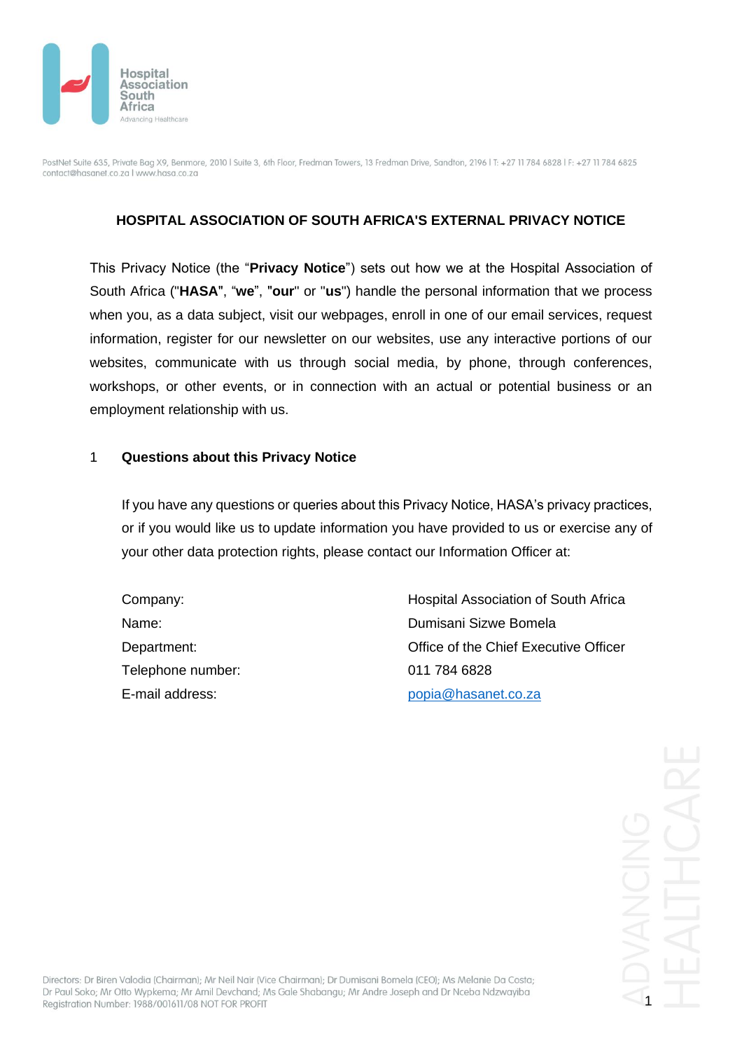## HOSPITAL ASSOCIATION OF SOUTH AFRICA'S EXTERNAL PRIVACY NOTICE

This Privacy Notice (the "**Privacy Notice**") sets out how we at the Hospital Association of South Africa ("**HASA**", "**we**", "**our**" or "**us**") handle the personal information that we process when you, as a data subject, visit our webpages, enroll in one of our email services, request information, register for our newsletter on our websites, use any interactive portions of our websites, communicate with us through social media, by phone, through conferences, workshops, or other events, or in connection with an actual or potential business or an employment relationship with us.

### 1 Questions about this Privacy Notice

If you have any questions or queries about this Privacy Notice, HASA's privacy practices, or if you would like us to update information you have provided to us or exercise any of your other data protection rights, please contact our Information Officer at:

| | |
|---|---|
| Company: | Hospital Association of South Africa |
| Name: | Dumisani Sizwe Bomela |
| Department: | Office of the Chief Executive Officer |
| Telephone number: | 011 784 6828 |
| E-mail address: | popia@hasanet.co.za |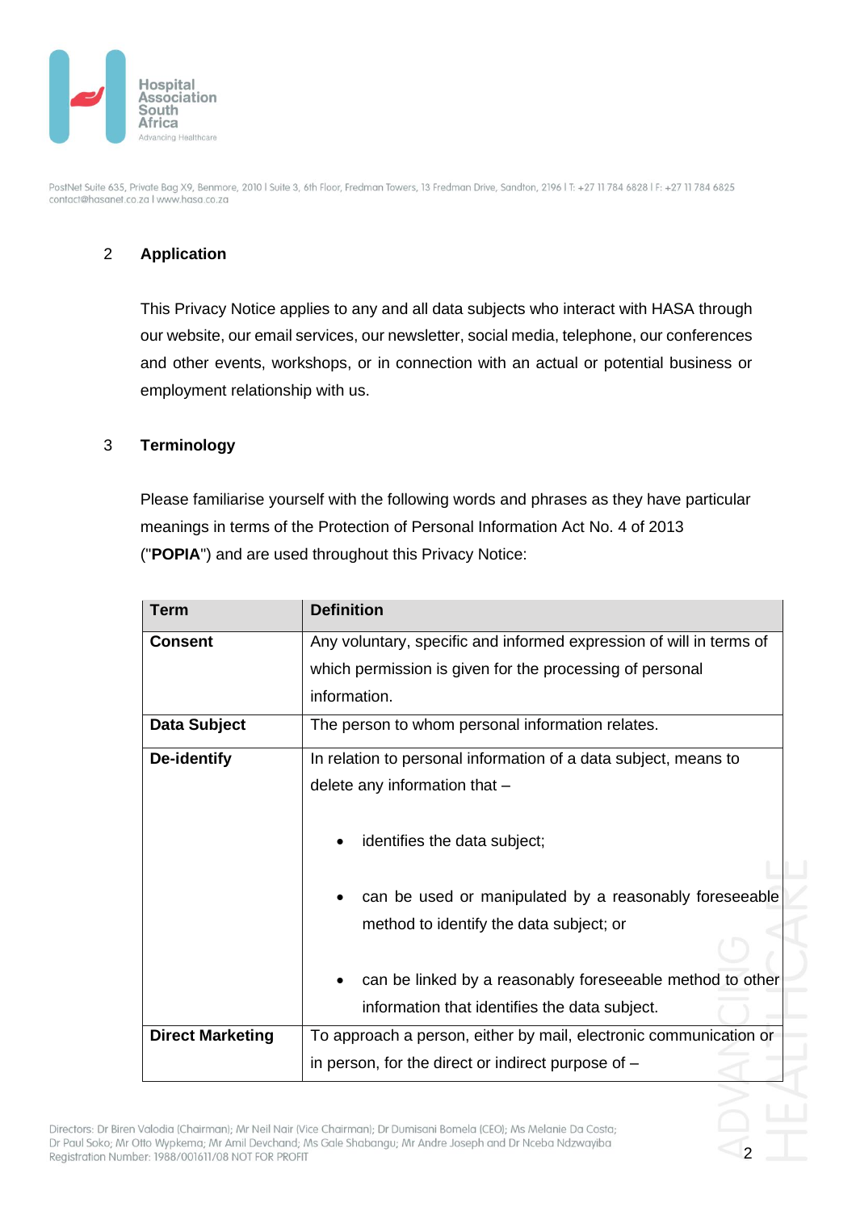## 2 Application

This Privacy Notice applies to any and all data subjects who interact with HASA through our website, our email services, our newsletter, social media, telephone, our conferences and other events, workshops, or in connection with an actual or potential business or employment relationship with us.

## 3 Terminology

Please familiarise yourself with the following words and phrases as they have particular meanings in terms of the Protection of Personal Information Act No. 4 of 2013 ("**POPIA**") and are used throughout this Privacy Notice:

| Term | Definition |
|---|---|
| **Consent** | Any voluntary, specific and informed expression of will in terms of which permission is given for the processing of personal information. |
| **Data Subject** | The person to whom personal information relates. |
| **De-identify** | In relation to personal information of a data subject, means to delete any information that – <br>• identifies the data subject; <br>• can be used or manipulated by a reasonably foreseeable method to identify the data subject; or <br>• can be linked by a reasonably foreseeable method to other information that identifies the data subject. |
| **Direct Marketing** | To approach a person, either by mail, electronic communication or in person, for the direct or indirect purpose of – |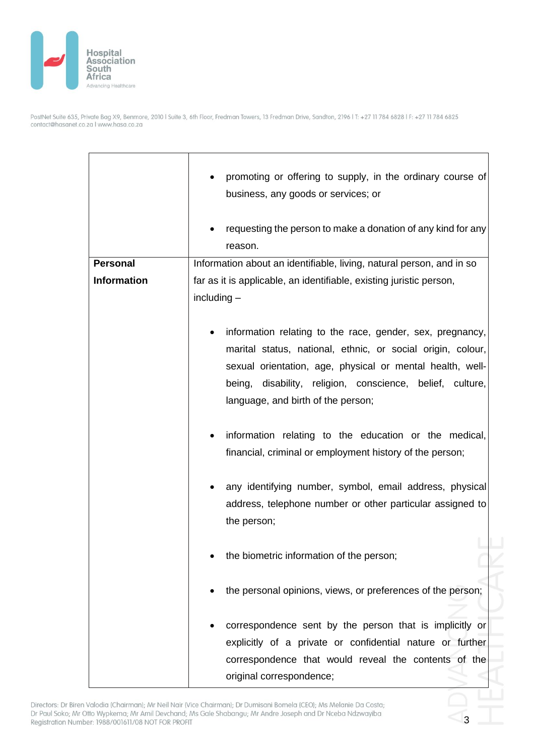| | |
|---|---|
| | • promoting or offering to supply, in the ordinary course of business, any goods or services; or<br><br>• requesting the person to make a donation of any kind for any reason. |
| **Personal Information** | Information about an identifiable, living, natural person, and in so far as it is applicable, an identifiable, existing juristic person, including –<br><br>• information relating to the race, gender, sex, pregnancy, marital status, national, ethnic, or social origin, colour, sexual orientation, age, physical or mental health, well-being, disability, religion, conscience, belief, culture, language, and birth of the person;<br><br>• information relating to the education or the medical, financial, criminal or employment history of the person;<br><br>• any identifying number, symbol, email address, physical address, telephone number or other particular assigned to the person;<br><br>• the biometric information of the person;<br><br>• the personal opinions, views, or preferences of the person;<br><br>• correspondence sent by the person that is implicitly or explicitly of a private or confidential nature or further correspondence that would reveal the contents of the original correspondence; |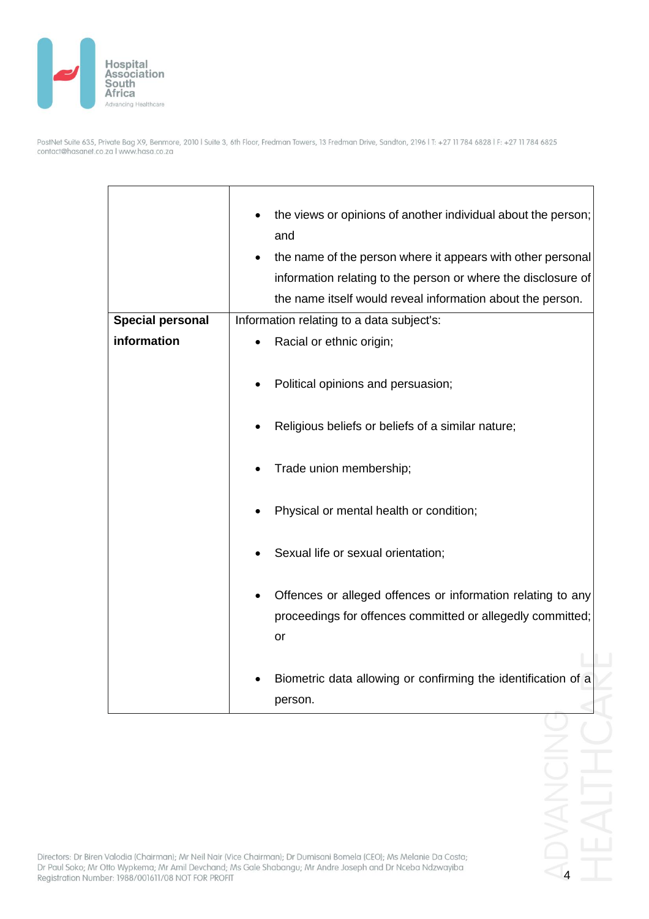| | |
|---|---|
| | • the views or opinions of another individual about the person; and<br>• the name of the person where it appears with other personal information relating to the person or where the disclosure of the name itself would reveal information about the person. |
| **Special personal information** | Information relating to a data subject's:<br>• Racial or ethnic origin;<br>• Political opinions and persuasion;<br>• Religious beliefs or beliefs of a similar nature;<br>• Trade union membership;<br>• Physical or mental health or condition;<br>• Sexual life or sexual orientation;<br>• Offences or alleged offences or information relating to any proceedings for offences committed or allegedly committed; or<br>• Biometric data allowing or confirming the identification of a person. |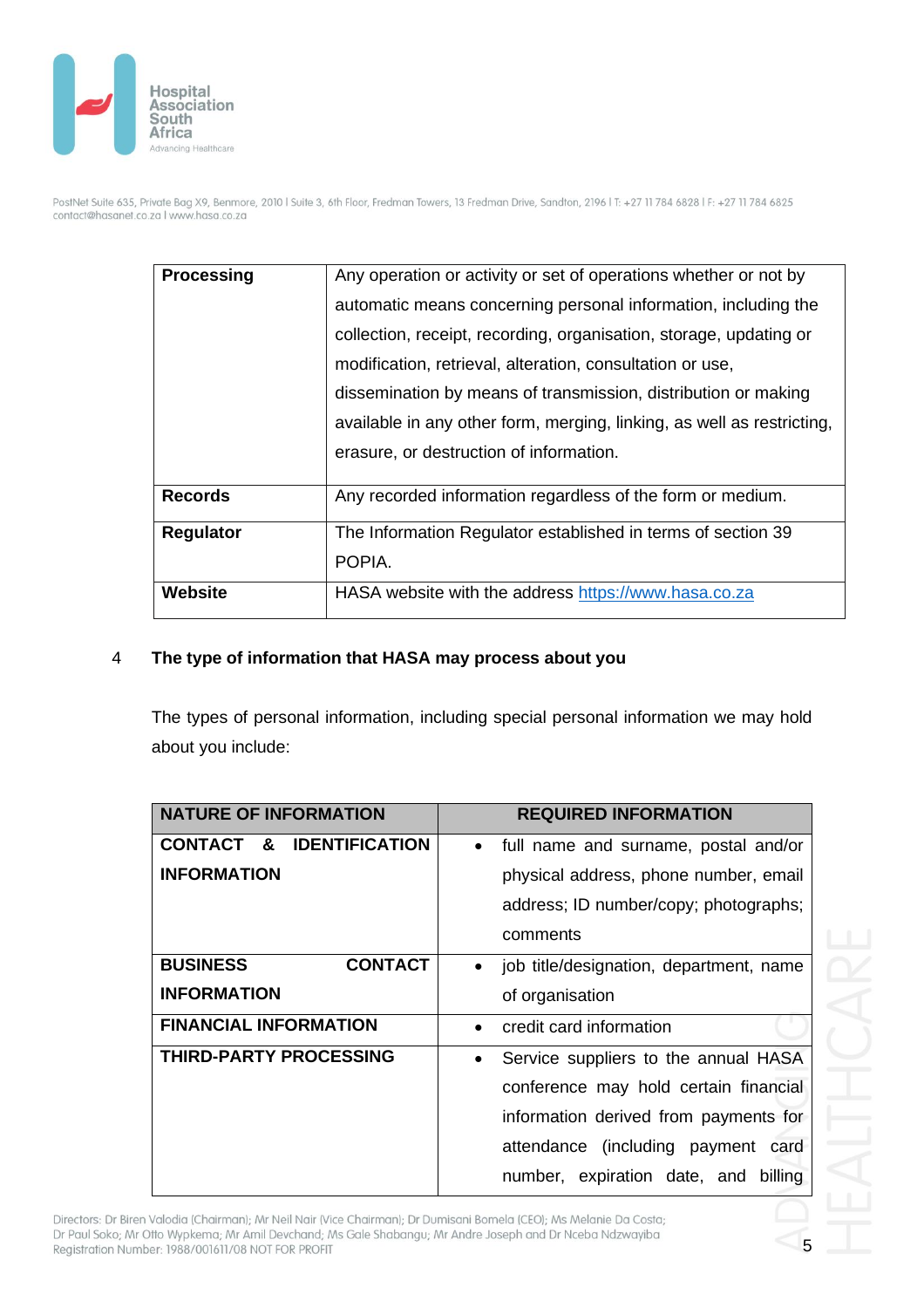| | |
|---|---|
| **Processing** | Any operation or activity or set of operations whether or not by automatic means concerning personal information, including the collection, receipt, recording, organisation, storage, updating or modification, retrieval, alteration, consultation or use, dissemination by means of transmission, distribution or making available in any other form, merging, linking, as well as restricting, erasure, or destruction of information. |
| **Records** | Any recorded information regardless of the form or medium. |
| **Regulator** | The Information Regulator established in terms of section 39 POPIA. |
| **Website** | HASA website with the address [https://www.hasa.co.za](https://www.hasa.co.za) |

## 4 The type of information that HASA may process about you

The types of personal information, including special personal information we may hold about you include:

| NATURE OF INFORMATION | REQUIRED INFORMATION |
|---|---|
| **CONTACT & IDENTIFICATION INFORMATION** | • full name and surname, postal and/or physical address, phone number, email address; ID number/copy; photographs; comments |
| **BUSINESS CONTACT INFORMATION** | • job title/designation, department, name of organisation |
| **FINANCIAL INFORMATION** | • credit card information |
| **THIRD-PARTY PROCESSING** | • Service suppliers to the annual HASA conference may hold certain financial information derived from payments for attendance (including payment card number, expiration date, and billing |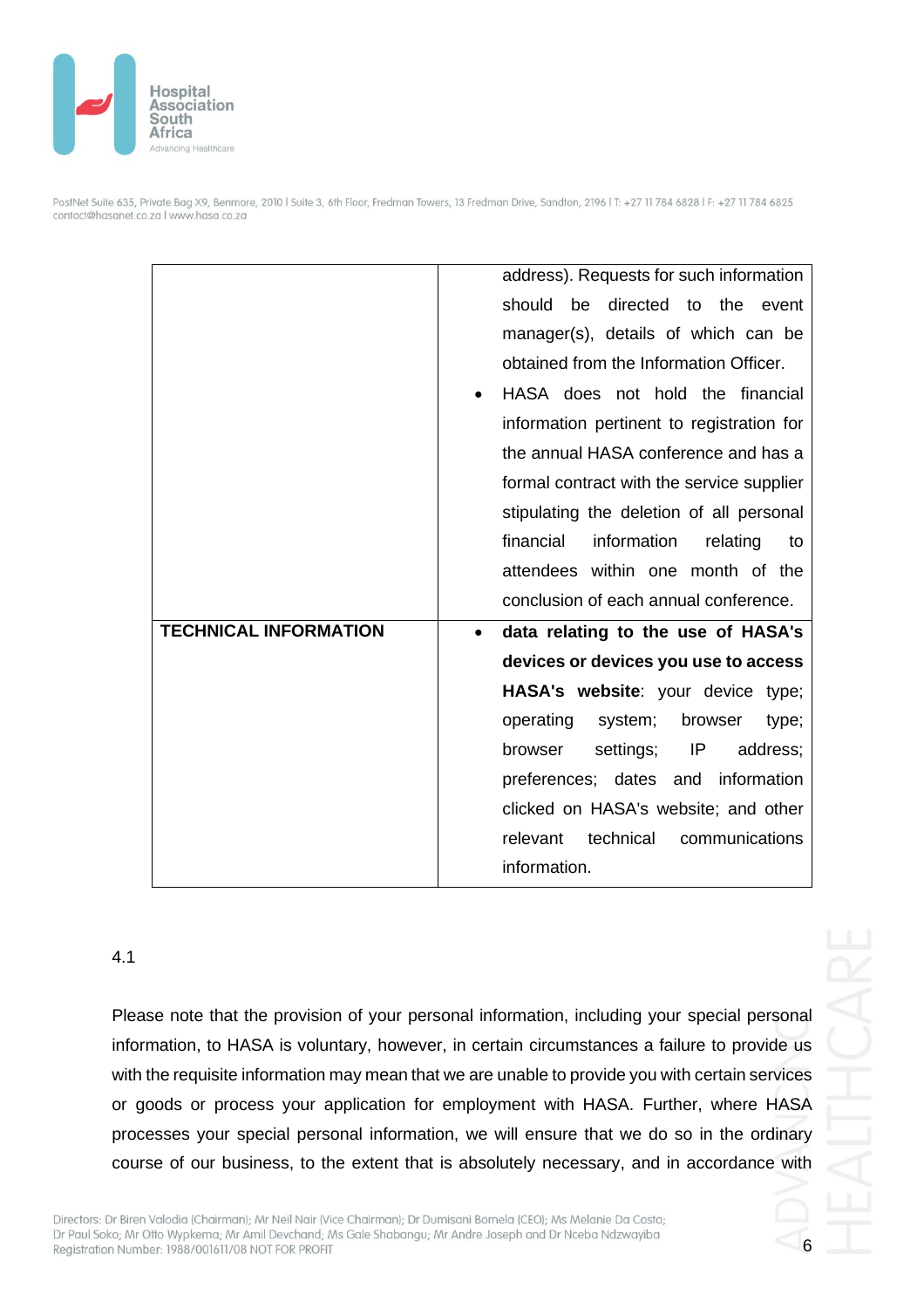| | |
|---|---|
| | address). Requests for such information should be directed to the event manager(s), details of which can be obtained from the Information Officer.<br>• HASA does not hold the financial information pertinent to registration for the annual HASA conference and has a formal contract with the service supplier stipulating the deletion of all personal financial information relating to attendees within one month of the conclusion of each annual conference. |
| **TECHNICAL INFORMATION** | • **data relating to the use of HASA's devices or devices you use to access HASA's website**: your device type; operating system; browser type; browser settings; IP address; preferences; dates and information clicked on HASA's website; and other relevant technical communications information. |

4.1

Please note that the provision of your personal information, including your special personal information, to HASA is voluntary, however, in certain circumstances a failure to provide us with the requisite information may mean that we are unable to provide you with certain services or goods or process your application for employment with HASA. Further, where HASA processes your special personal information, we will ensure that we do so in the ordinary course of our business, to the extent that is absolutely necessary, and in accordance with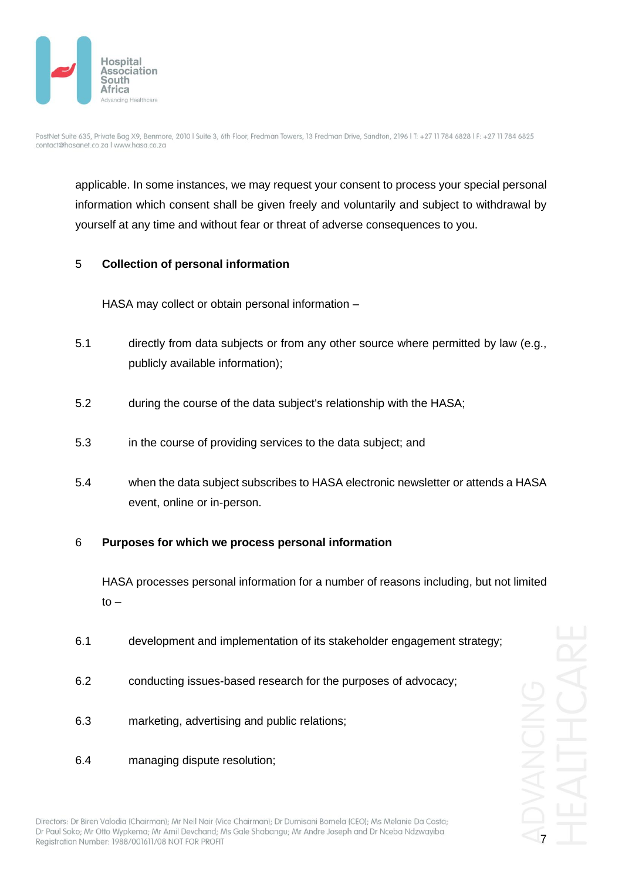applicable. In some instances, we may request your consent to process your special personal information which consent shall be given freely and voluntarily and subject to withdrawal by yourself at any time and without fear or threat of adverse consequences to you.

## 5 Collection of personal information

HASA may collect or obtain personal information –

5.1 directly from data subjects or from any other source where permitted by law (e.g., publicly available information);

5.2 during the course of the data subject's relationship with the HASA;

5.3 in the course of providing services to the data subject; and

5.4 when the data subject subscribes to HASA electronic newsletter or attends a HASA event, online or in-person.

## 6 Purposes for which we process personal information

HASA processes personal information for a number of reasons including, but not limited to –

6.1 development and implementation of its stakeholder engagement strategy;

6.2 conducting issues-based research for the purposes of advocacy;

6.3 marketing, advertising and public relations;

6.4 managing dispute resolution;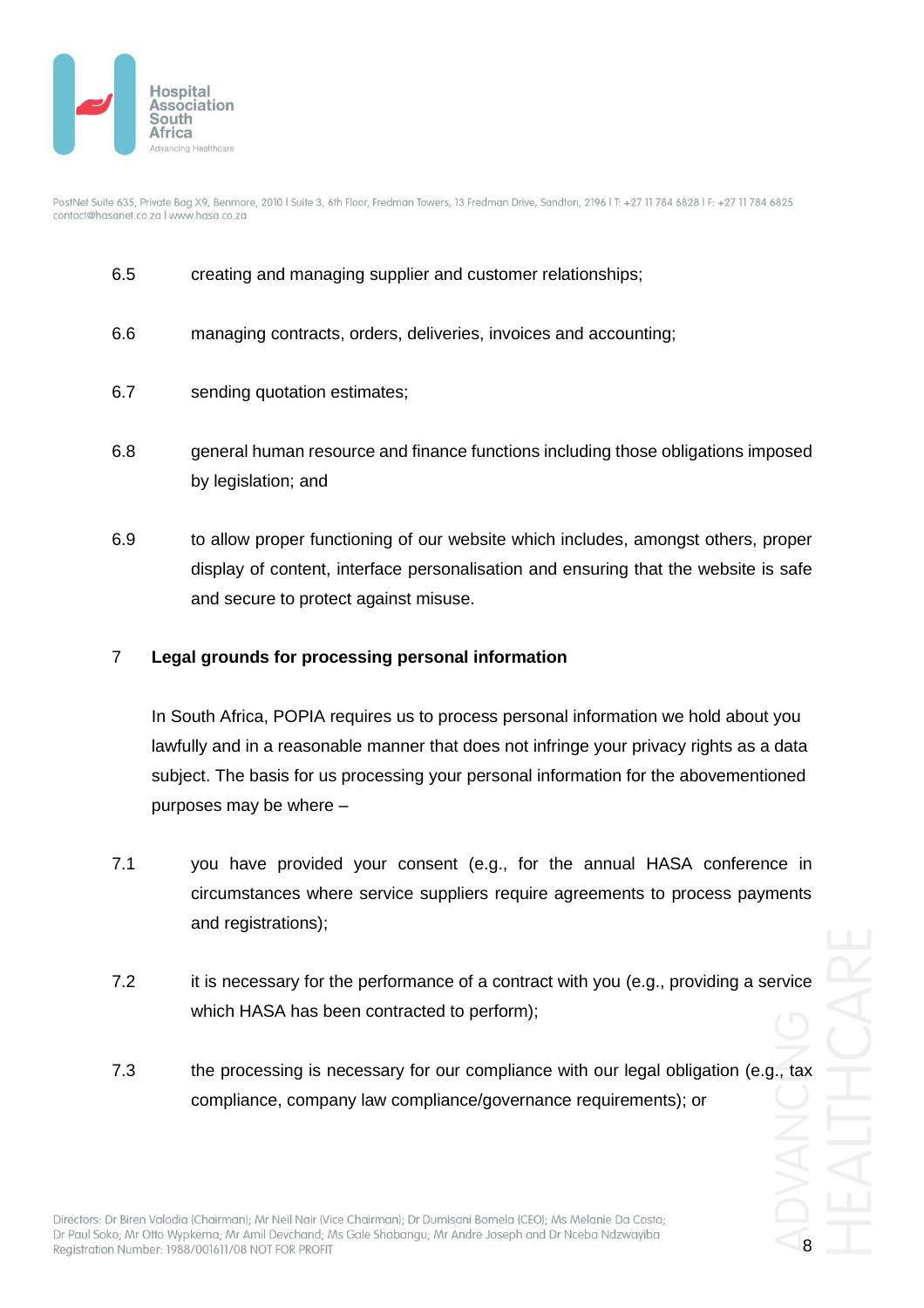6.5 creating and managing supplier and customer relationships;

6.6 managing contracts, orders, deliveries, invoices and accounting;

6.7 sending quotation estimates;

6.8 general human resource and finance functions including those obligations imposed by legislation; and

6.9 to allow proper functioning of our website which includes, amongst others, proper display of content, interface personalisation and ensuring that the website is safe and secure to protect against misuse.

## 7 Legal grounds for processing personal information

In South Africa, POPIA requires us to process personal information we hold about you lawfully and in a reasonable manner that does not infringe your privacy rights as a data subject. The basis for us processing your personal information for the abovementioned purposes may be where –

7.1 you have provided your consent (e.g., for the annual HASA conference in circumstances where service suppliers require agreements to process payments and registrations);

7.2 it is necessary for the performance of a contract with you (e.g., providing a service which HASA has been contracted to perform);

7.3 the processing is necessary for our compliance with our legal obligation (e.g., tax compliance, company law compliance/governance requirements); or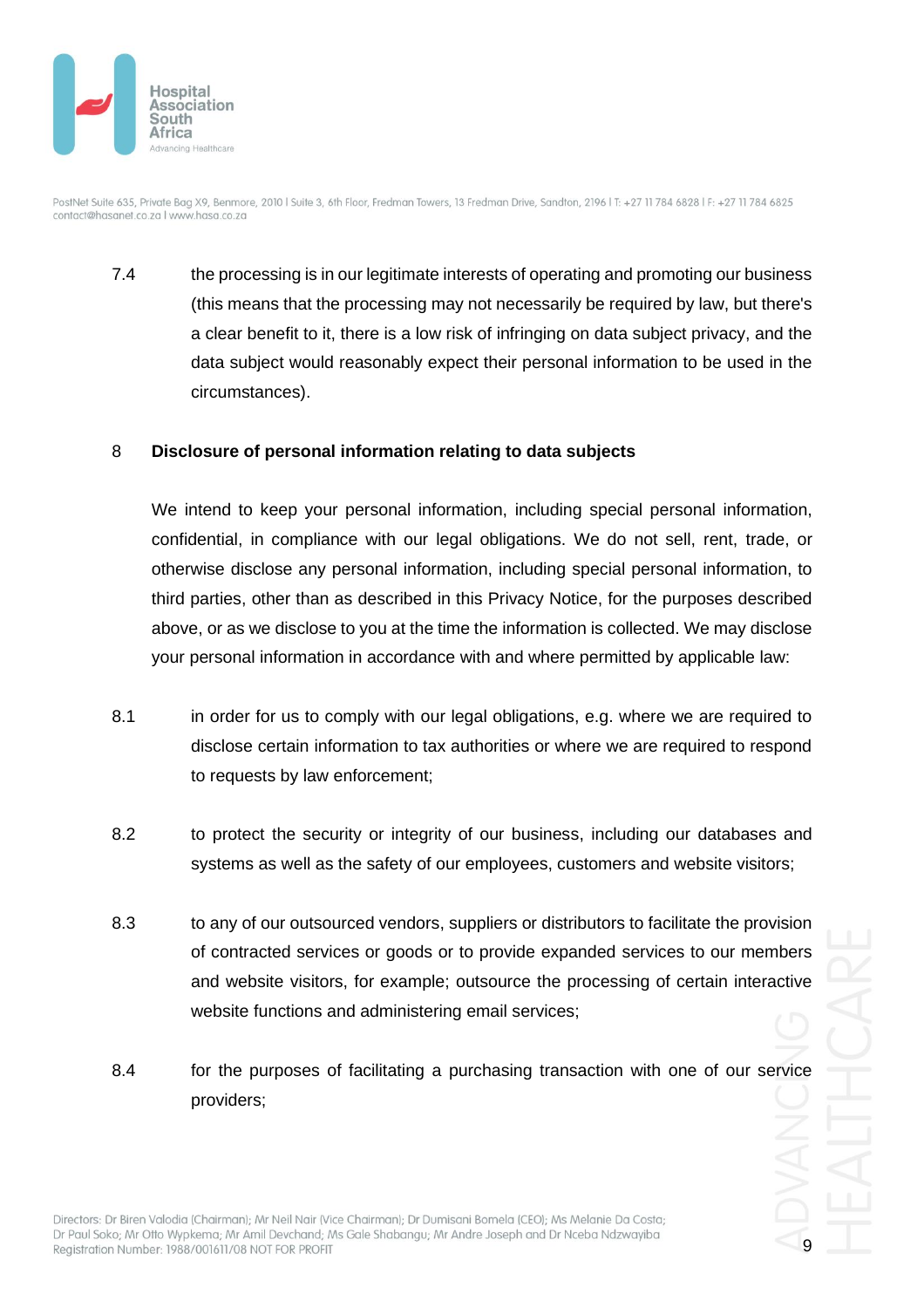7.4 the processing is in our legitimate interests of operating and promoting our business (this means that the processing may not necessarily be required by law, but there's a clear benefit to it, there is a low risk of infringing on data subject privacy, and the data subject would reasonably expect their personal information to be used in the circumstances).

## 8 Disclosure of personal information relating to data subjects

We intend to keep your personal information, including special personal information, confidential, in compliance with our legal obligations. We do not sell, rent, trade, or otherwise disclose any personal information, including special personal information, to third parties, other than as described in this Privacy Notice, for the purposes described above, or as we disclose to you at the time the information is collected. We may disclose your personal information in accordance with and where permitted by applicable law:

8.1 in order for us to comply with our legal obligations, e.g. where we are required to disclose certain information to tax authorities or where we are required to respond to requests by law enforcement;

8.2 to protect the security or integrity of our business, including our databases and systems as well as the safety of our employees, customers and website visitors;

8.3 to any of our outsourced vendors, suppliers or distributors to facilitate the provision of contracted services or goods or to provide expanded services to our members and website visitors, for example; outsource the processing of certain interactive website functions and administering email services;

8.4 for the purposes of facilitating a purchasing transaction with one of our service providers;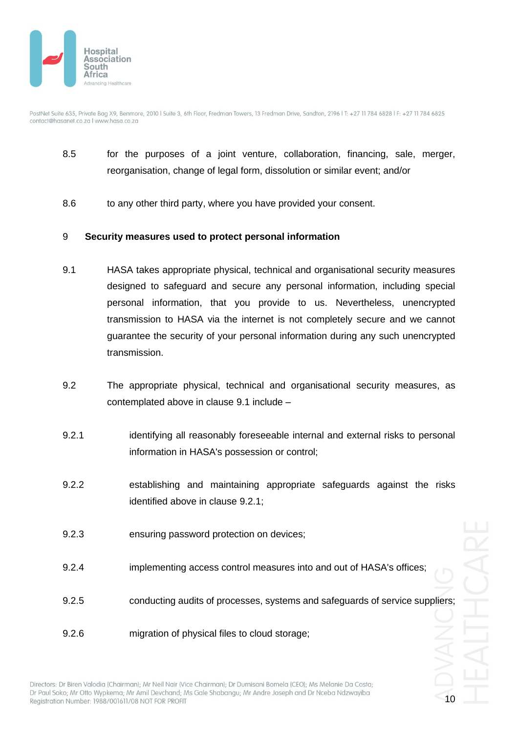8.5 for the purposes of a joint venture, collaboration, financing, sale, merger, reorganisation, change of legal form, dissolution or similar event; and/or

8.6 to any other third party, where you have provided your consent.

## 9 Security measures used to protect personal information

9.1 HASA takes appropriate physical, technical and organisational security measures designed to safeguard and secure any personal information, including special personal information, that you provide to us. Nevertheless, unencrypted transmission to HASA via the internet is not completely secure and we cannot guarantee the security of your personal information during any such unencrypted transmission.

9.2 The appropriate physical, technical and organisational security measures, as contemplated above in clause 9.1 include –

9.2.1 identifying all reasonably foreseeable internal and external risks to personal information in HASA's possession or control;

9.2.2 establishing and maintaining appropriate safeguards against the risks identified above in clause 9.2.1;

9.2.3 ensuring password protection on devices;

9.2.4 implementing access control measures into and out of HASA's offices;

9.2.5 conducting audits of processes, systems and safeguards of service suppliers;

9.2.6 migration of physical files to cloud storage;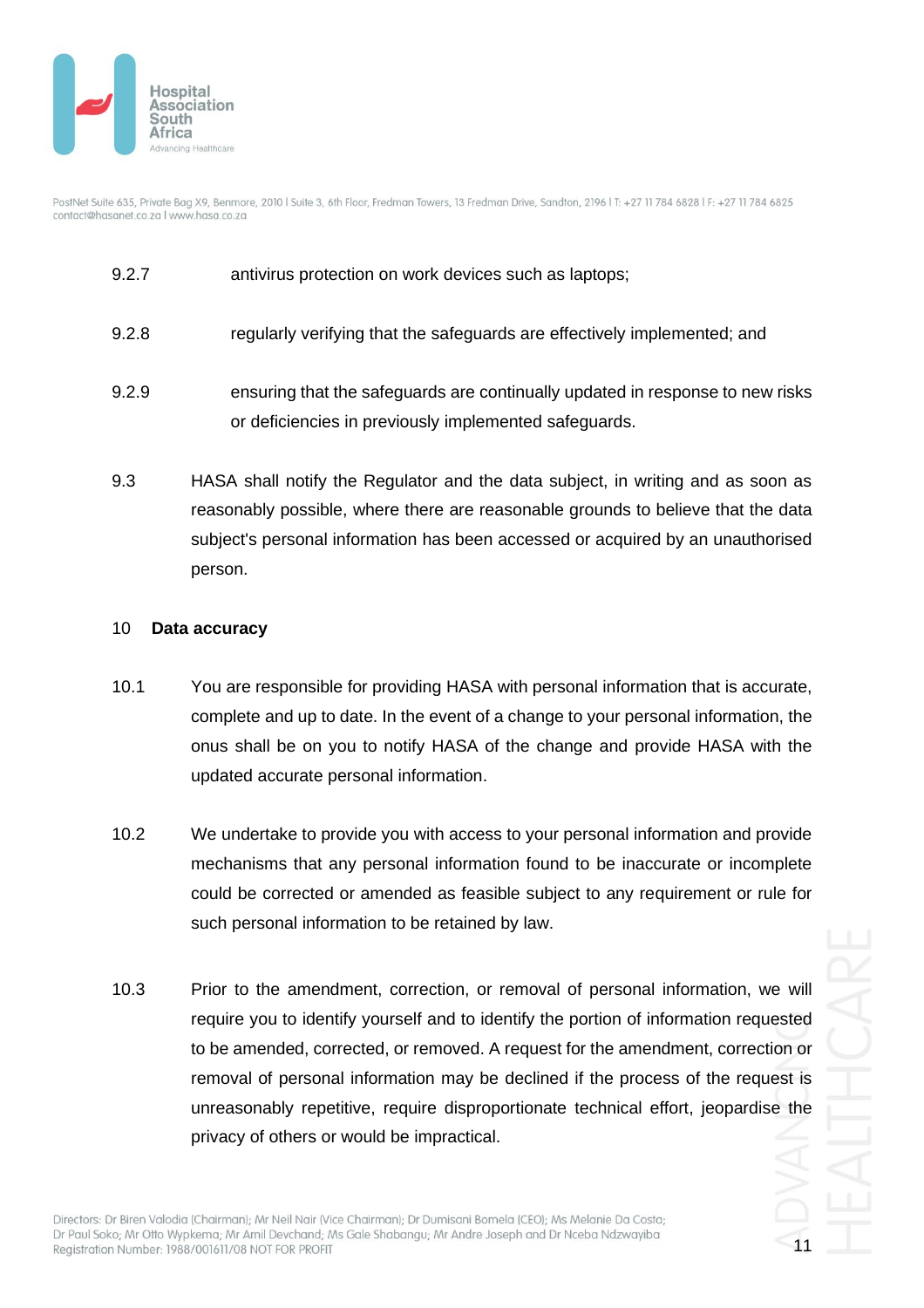9.2.7 antivirus protection on work devices such as laptops;

9.2.8 regularly verifying that the safeguards are effectively implemented; and

9.2.9 ensuring that the safeguards are continually updated in response to new risks or deficiencies in previously implemented safeguards.

9.3 HASA shall notify the Regulator and the data subject, in writing and as soon as reasonably possible, where there are reasonable grounds to believe that the data subject's personal information has been accessed or acquired by an unauthorised person.

## 10 Data accuracy

10.1 You are responsible for providing HASA with personal information that is accurate, complete and up to date. In the event of a change to your personal information, the onus shall be on you to notify HASA of the change and provide HASA with the updated accurate personal information.

10.2 We undertake to provide you with access to your personal information and provide mechanisms that any personal information found to be inaccurate or incomplete could be corrected or amended as feasible subject to any requirement or rule for such personal information to be retained by law.

10.3 Prior to the amendment, correction, or removal of personal information, we will require you to identify yourself and to identify the portion of information requested to be amended, corrected, or removed. A request for the amendment, correction or removal of personal information may be declined if the process of the request is unreasonably repetitive, require disproportionate technical effort, jeopardise the privacy of others or would be impractical.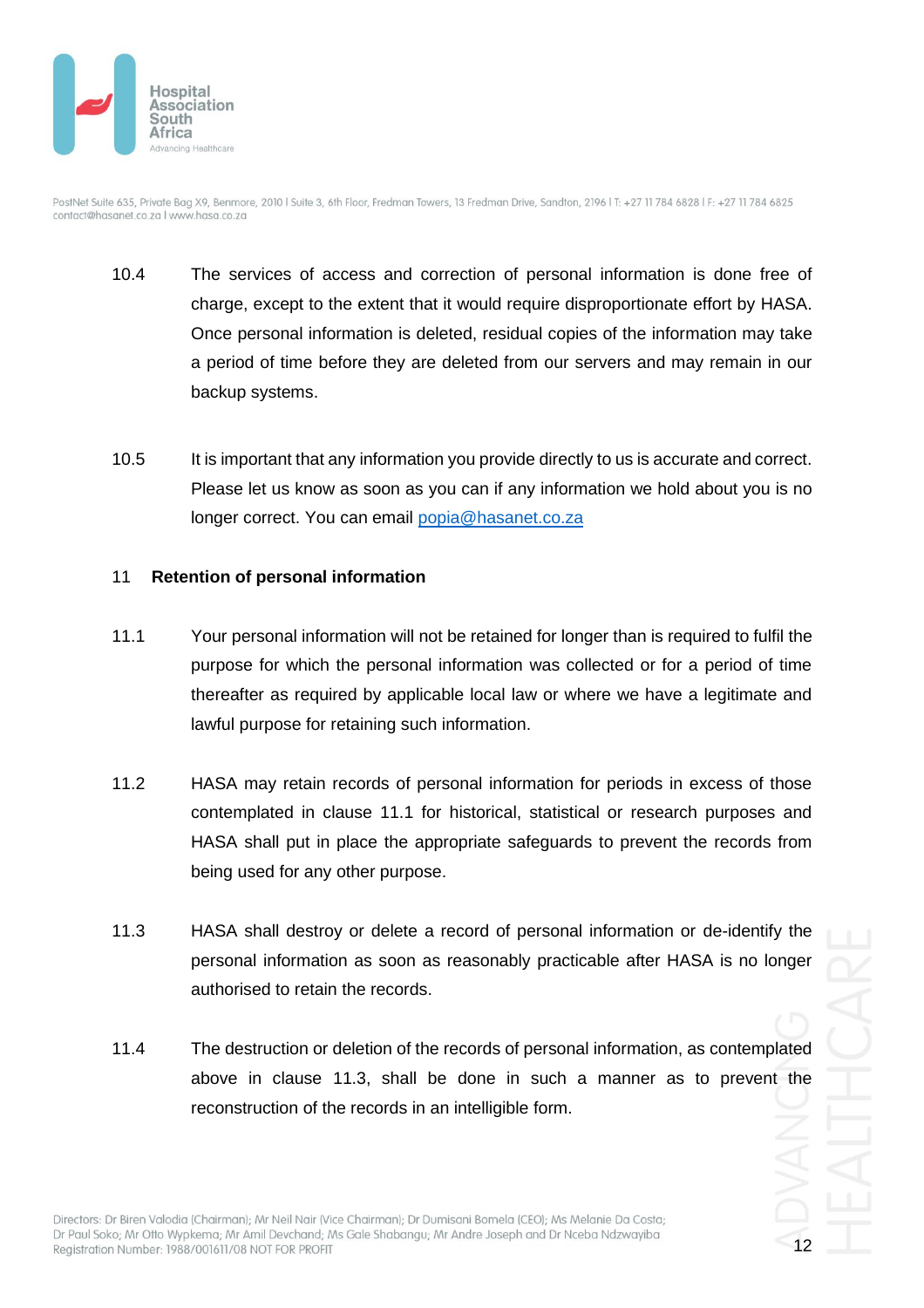10.4 The services of access and correction of personal information is done free of charge, except to the extent that it would require disproportionate effort by HASA. Once personal information is deleted, residual copies of the information may take a period of time before they are deleted from our servers and may remain in our backup systems.

10.5 It is important that any information you provide directly to us is accurate and correct. Please let us know as soon as you can if any information we hold about you is no longer correct. You can email popia@hasanet.co.za

## 11 Retention of personal information

11.1 Your personal information will not be retained for longer than is required to fulfil the purpose for which the personal information was collected or for a period of time thereafter as required by applicable local law or where we have a legitimate and lawful purpose for retaining such information.

11.2 HASA may retain records of personal information for periods in excess of those contemplated in clause 11.1 for historical, statistical or research purposes and HASA shall put in place the appropriate safeguards to prevent the records from being used for any other purpose.

11.3 HASA shall destroy or delete a record of personal information or de-identify the personal information as soon as reasonably practicable after HASA is no longer authorised to retain the records.

11.4 The destruction or deletion of the records of personal information, as contemplated above in clause 11.3, shall be done in such a manner as to prevent the reconstruction of the records in an intelligible form.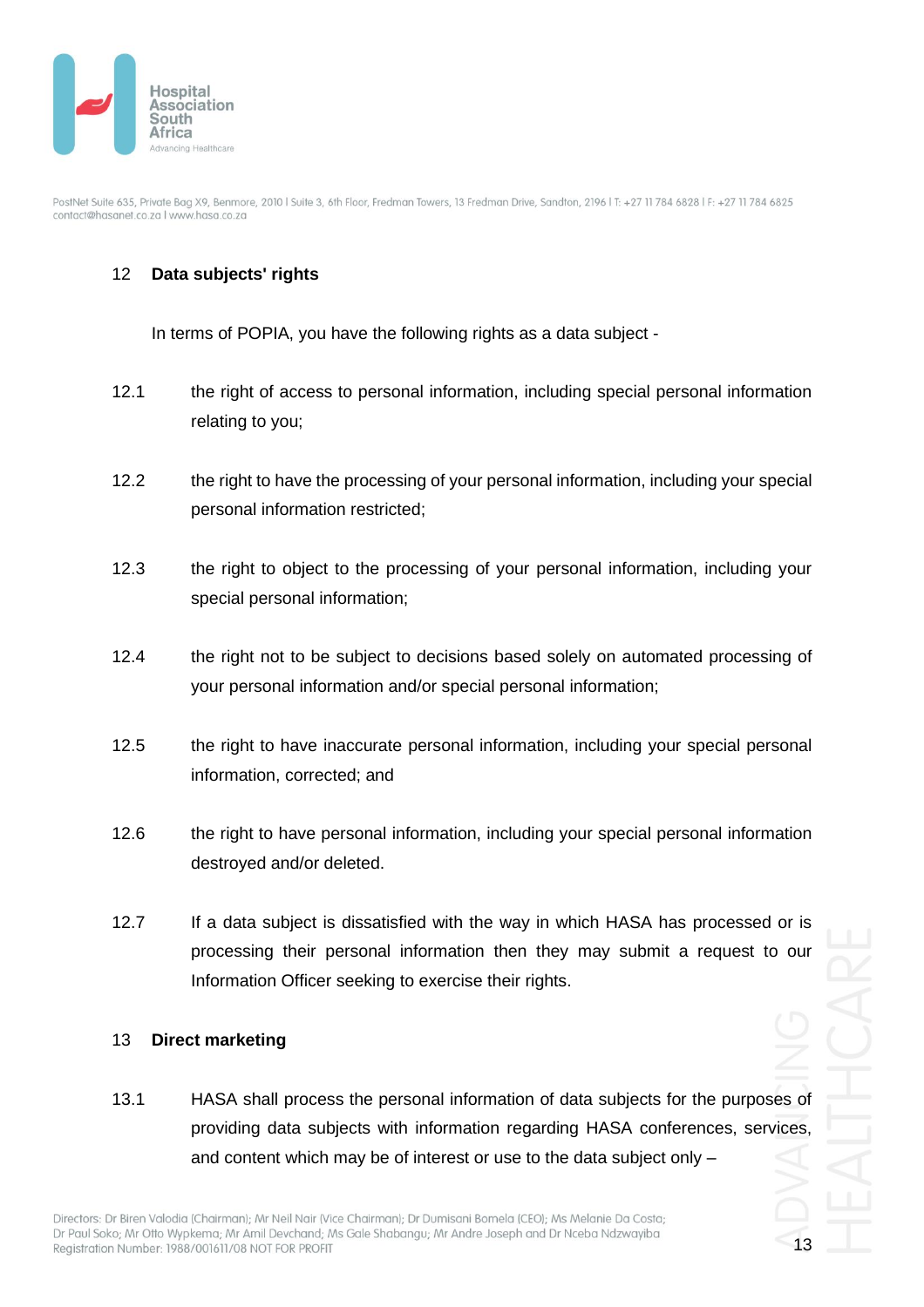## 12 Data subjects' rights

In terms of POPIA, you have the following rights as a data subject -

12.1 the right of access to personal information, including special personal information relating to you;

12.2 the right to have the processing of your personal information, including your special personal information restricted;

12.3 the right to object to the processing of your personal information, including your special personal information;

12.4 the right not to be subject to decisions based solely on automated processing of your personal information and/or special personal information;

12.5 the right to have inaccurate personal information, including your special personal information, corrected; and

12.6 the right to have personal information, including your special personal information destroyed and/or deleted.

12.7 If a data subject is dissatisfied with the way in which HASA has processed or is processing their personal information then they may submit a request to our Information Officer seeking to exercise their rights.

## 13 Direct marketing

13.1 HASA shall process the personal information of data subjects for the purposes of providing data subjects with information regarding HASA conferences, services, and content which may be of interest or use to the data subject only –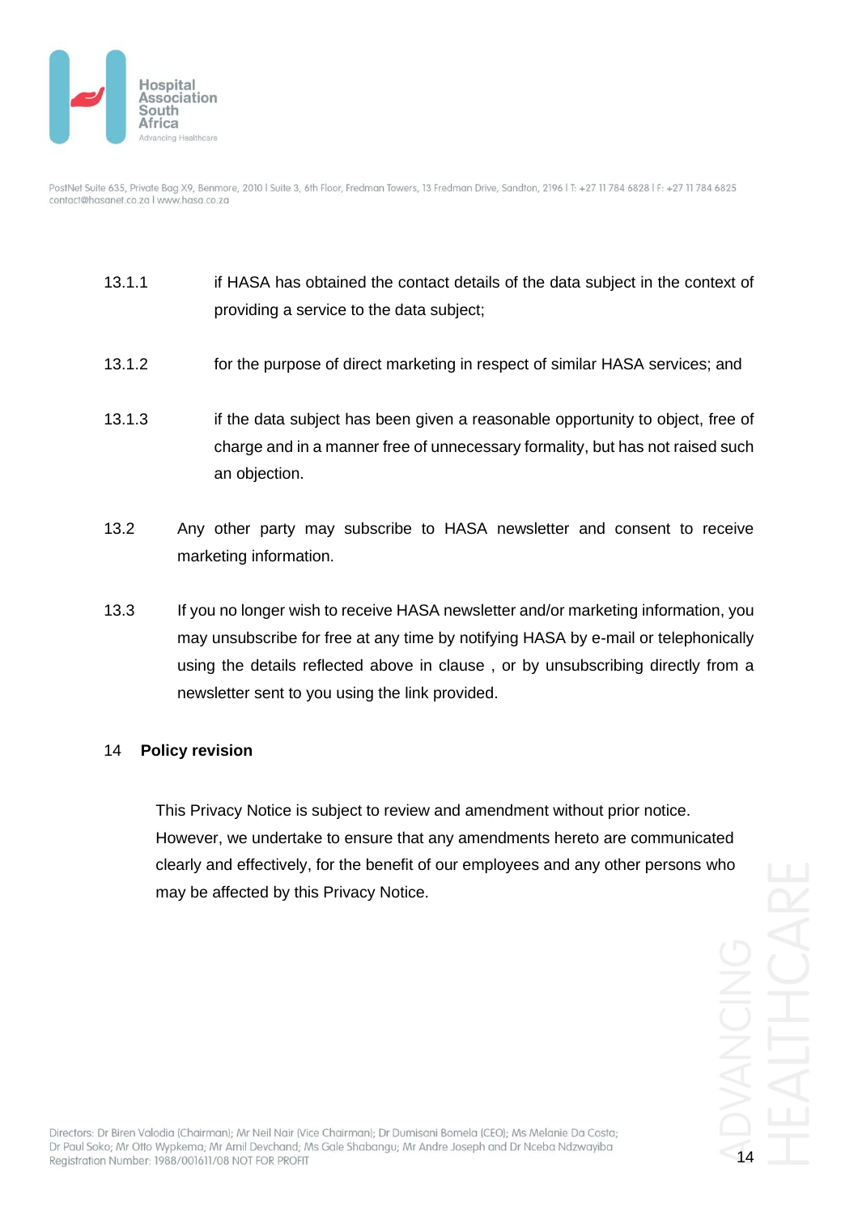13.1.1 if HASA has obtained the contact details of the data subject in the context of providing a service to the data subject;

13.1.2 for the purpose of direct marketing in respect of similar HASA services; and

13.1.3 if the data subject has been given a reasonable opportunity to object, free of charge and in a manner free of unnecessary formality, but has not raised such an objection.

13.2 Any other party may subscribe to HASA newsletter and consent to receive marketing information.

13.3 If you no longer wish to receive HASA newsletter and/or marketing information, you may unsubscribe for free at any time by notifying HASA by e-mail or telephonically using the details reflected above in clause , or by unsubscribing directly from a newsletter sent to you using the link provided.

## 14 Policy revision

This Privacy Notice is subject to review and amendment without prior notice. However, we undertake to ensure that any amendments hereto are communicated clearly and effectively, for the benefit of our employees and any other persons who may be affected by this Privacy Notice.